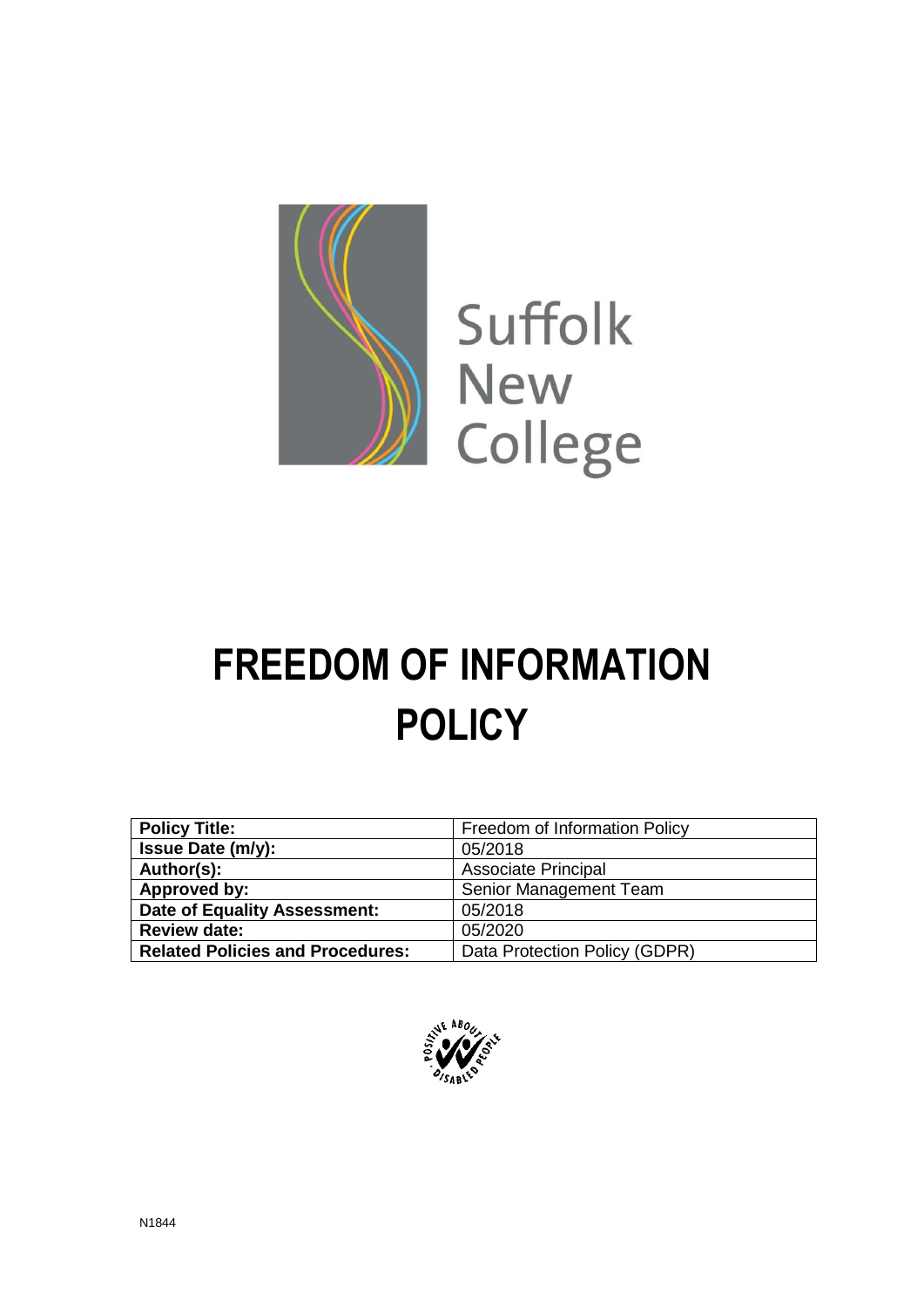Suffolk New College

# FREEDOM OF INFORMATION POLICY

| Policy Title: | Freedom of Information Policy |
| --- | --- |
| Issue Date (m/y): | 05/2018 |
| Author(s): | Associate Principal |
| Approved by: | Senior Management Team |
| Date of Equality Assessment: | 05/2018 |
| Review date: | 05/2020 |
| Related Policies and Procedures: | Data Protection Policy (GDPR) |

N1844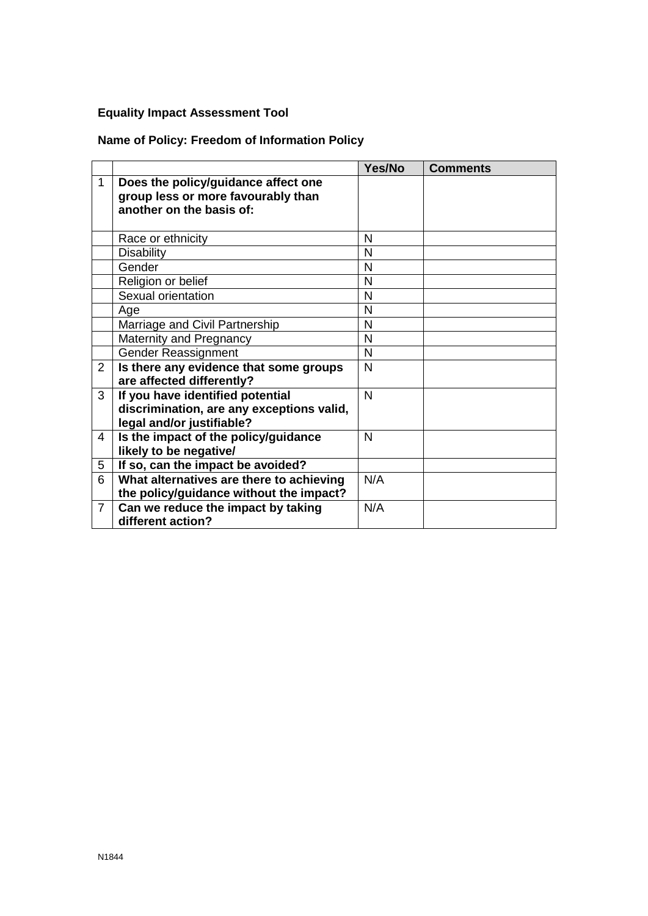**Equality Impact Assessment Tool**

**Name of Policy: Freedom of Information Policy**

| | | Yes/No | Comments |
|---|---|---|---|
| 1 | **Does the policy/guidance affect one group less or more favourably than another on the basis of:** | | |
| | Race or ethnicity | N | |
| | Disability | N | |
| | Gender | N | |
| | Religion or belief | N | |
| | Sexual orientation | N | |
| | Age | N | |
| | Marriage and Civil Partnership | N | |
| | Maternity and Pregnancy | N | |
| | Gender Reassignment | N | |
| 2 | **Is there any evidence that some groups are affected differently?** | N | |
| 3 | **If you have identified potential discrimination, are any exceptions valid, legal and/or justifiable?** | N | |
| 4 | **Is the impact of the policy/guidance likely to be negative/** | N | |
| 5 | **If so, can the impact be avoided?** | | |
| 6 | **What alternatives are there to achieving the policy/guidance without the impact?** | N/A | |
| 7 | **Can we reduce the impact by taking different action?** | N/A | |

N1844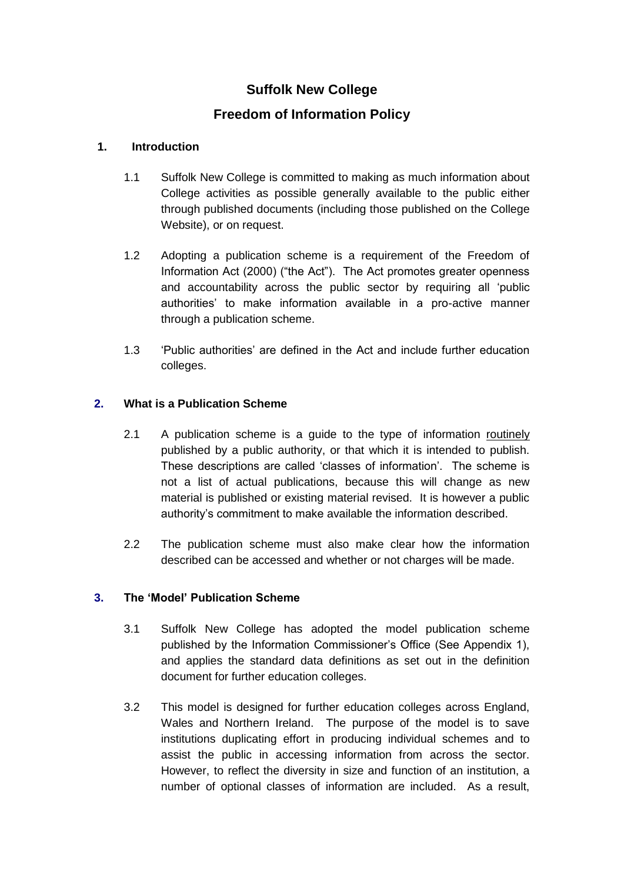# Suffolk New College

## Freedom of Information Policy

### 1. Introduction

1.1 Suffolk New College is committed to making as much information about College activities as possible generally available to the public either through published documents (including those published on the College Website), or on request.

1.2 Adopting a publication scheme is a requirement of the Freedom of Information Act (2000) ("the Act"). The Act promotes greater openness and accountability across the public sector by requiring all 'public authorities' to make information available in a pro-active manner through a publication scheme.

1.3 'Public authorities' are defined in the Act and include further education colleges.

### 2. What is a Publication Scheme

2.1 A publication scheme is a guide to the type of information routinely published by a public authority, or that which it is intended to publish. These descriptions are called 'classes of information'. The scheme is not a list of actual publications, because this will change as new material is published or existing material revised. It is however a public authority's commitment to make available the information described.

2.2 The publication scheme must also make clear how the information described can be accessed and whether or not charges will be made.

### 3. The 'Model' Publication Scheme

3.1 Suffolk New College has adopted the model publication scheme published by the Information Commissioner's Office (See Appendix 1), and applies the standard data definitions as set out in the definition document for further education colleges.

3.2 This model is designed for further education colleges across England, Wales and Northern Ireland. The purpose of the model is to save institutions duplicating effort in producing individual schemes and to assist the public in accessing information from across the sector. However, to reflect the diversity in size and function of an institution, a number of optional classes of information are included. As a result,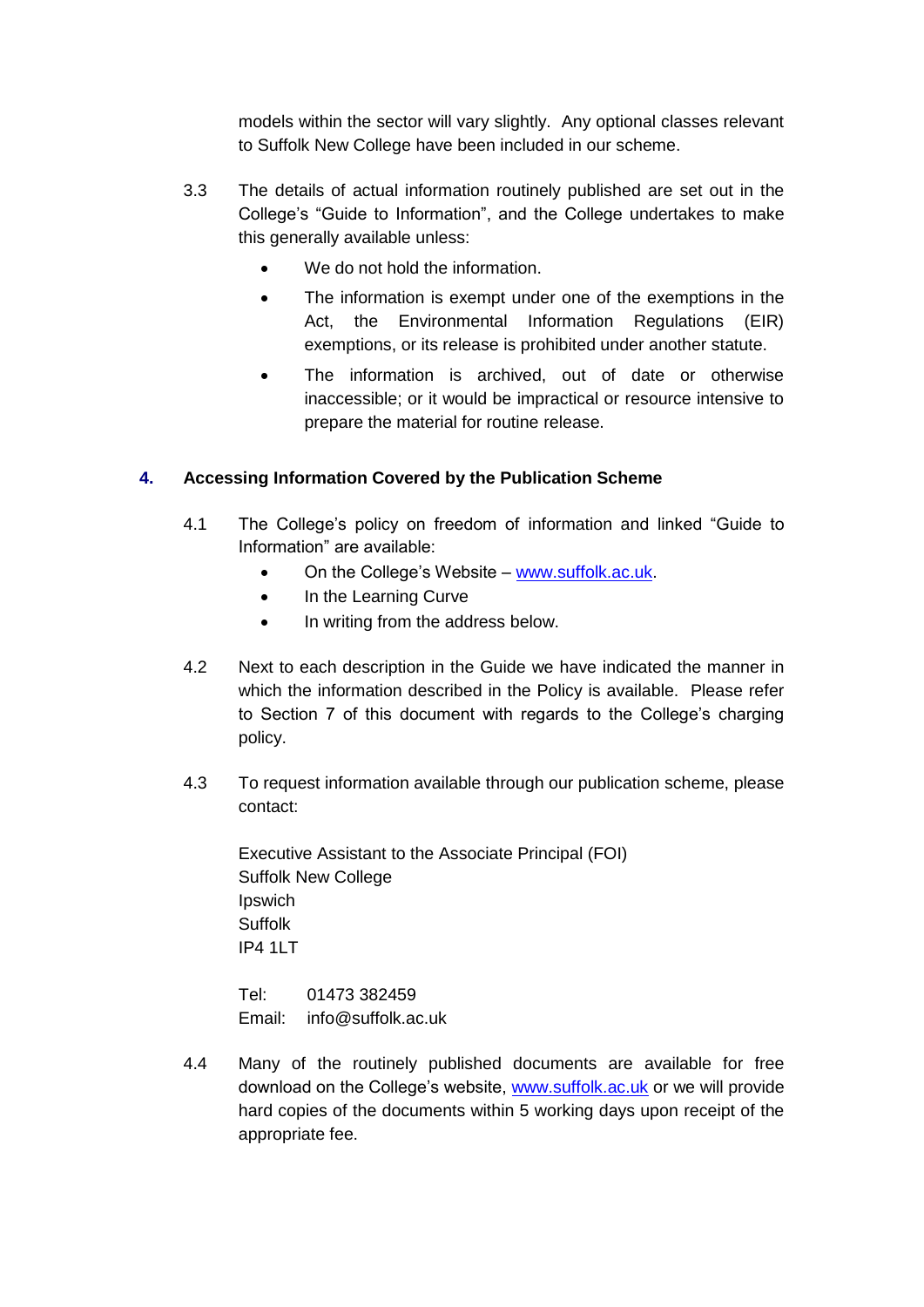models within the sector will vary slightly. Any optional classes relevant to Suffolk New College have been included in our scheme.

3.3 The details of actual information routinely published are set out in the College's "Guide to Information", and the College undertakes to make this generally available unless:

- We do not hold the information.
- The information is exempt under one of the exemptions in the Act, the Environmental Information Regulations (EIR) exemptions, or its release is prohibited under another statute.
- The information is archived, out of date or otherwise inaccessible; or it would be impractical or resource intensive to prepare the material for routine release.

## 4. Accessing Information Covered by the Publication Scheme

4.1 The College's policy on freedom of information and linked "Guide to Information" are available:

- On the College's Website – www.suffolk.ac.uk.
- In the Learning Curve
- In writing from the address below.

4.2 Next to each description in the Guide we have indicated the manner in which the information described in the Policy is available. Please refer to Section 7 of this document with regards to the College's charging policy.

4.3 To request information available through our publication scheme, please contact:

Executive Assistant to the Associate Principal (FOI)
Suffolk New College
Ipswich
Suffolk
IP4 1LT

Tel: 01473 382459
Email: info@suffolk.ac.uk

4.4 Many of the routinely published documents are available for free download on the College's website, www.suffolk.ac.uk or we will provide hard copies of the documents within 5 working days upon receipt of the appropriate fee.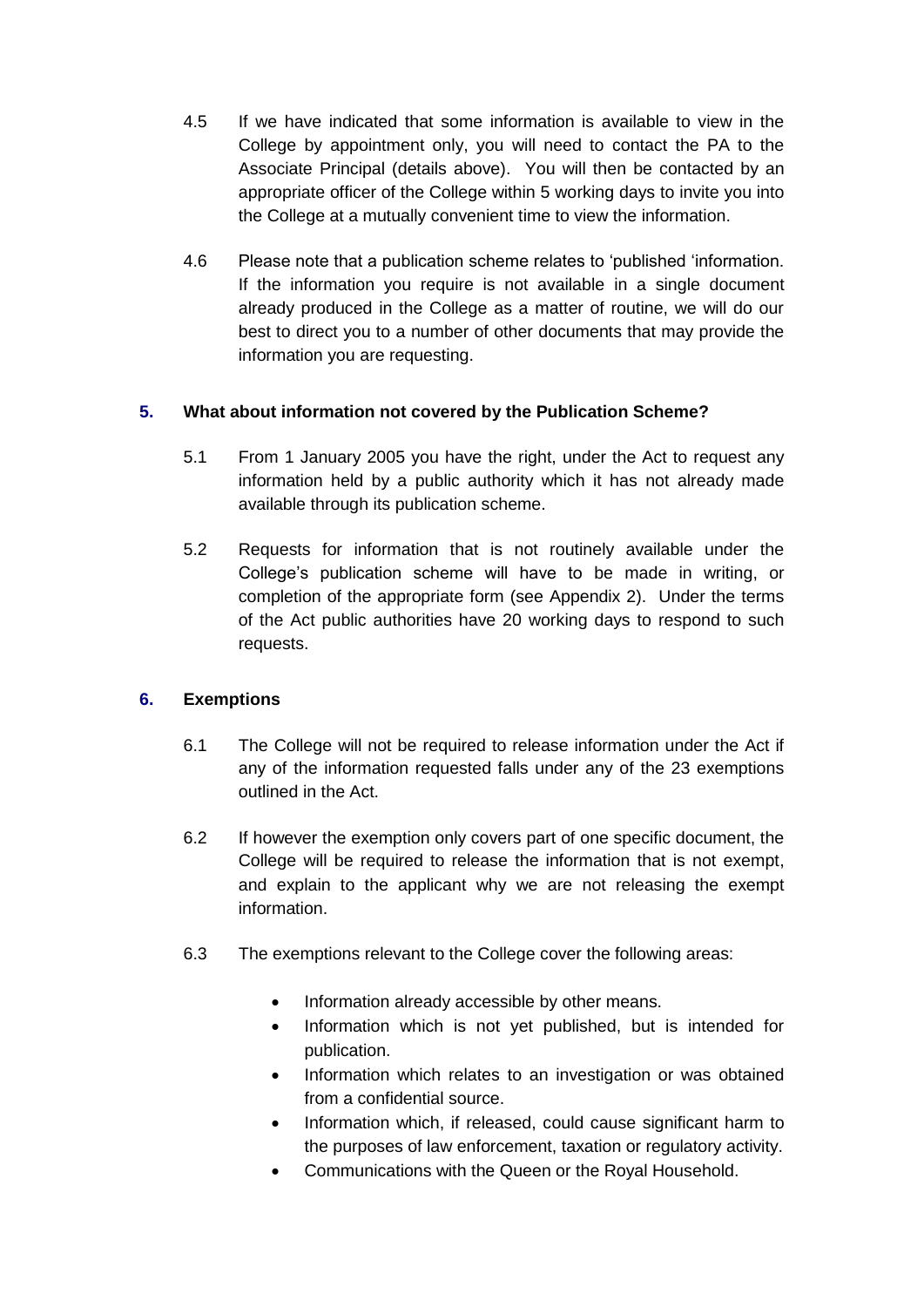4.5 If we have indicated that some information is available to view in the College by appointment only, you will need to contact the PA to the Associate Principal (details above). You will then be contacted by an appropriate officer of the College within 5 working days to invite you into the College at a mutually convenient time to view the information.

4.6 Please note that a publication scheme relates to 'published 'information. If the information you require is not available in a single document already produced in the College as a matter of routine, we will do our best to direct you to a number of other documents that may provide the information you are requesting.

## 5. What about information not covered by the Publication Scheme?

5.1 From 1 January 2005 you have the right, under the Act to request any information held by a public authority which it has not already made available through its publication scheme.

5.2 Requests for information that is not routinely available under the College's publication scheme will have to be made in writing, or completion of the appropriate form (see Appendix 2). Under the terms of the Act public authorities have 20 working days to respond to such requests.

## 6. Exemptions

6.1 The College will not be required to release information under the Act if any of the information requested falls under any of the 23 exemptions outlined in the Act.

6.2 If however the exemption only covers part of one specific document, the College will be required to release the information that is not exempt, and explain to the applicant why we are not releasing the exempt information.

6.3 The exemptions relevant to the College cover the following areas:

- Information already accessible by other means.
- Information which is not yet published, but is intended for publication.
- Information which relates to an investigation or was obtained from a confidential source.
- Information which, if released, could cause significant harm to the purposes of law enforcement, taxation or regulatory activity.
- Communications with the Queen or the Royal Household.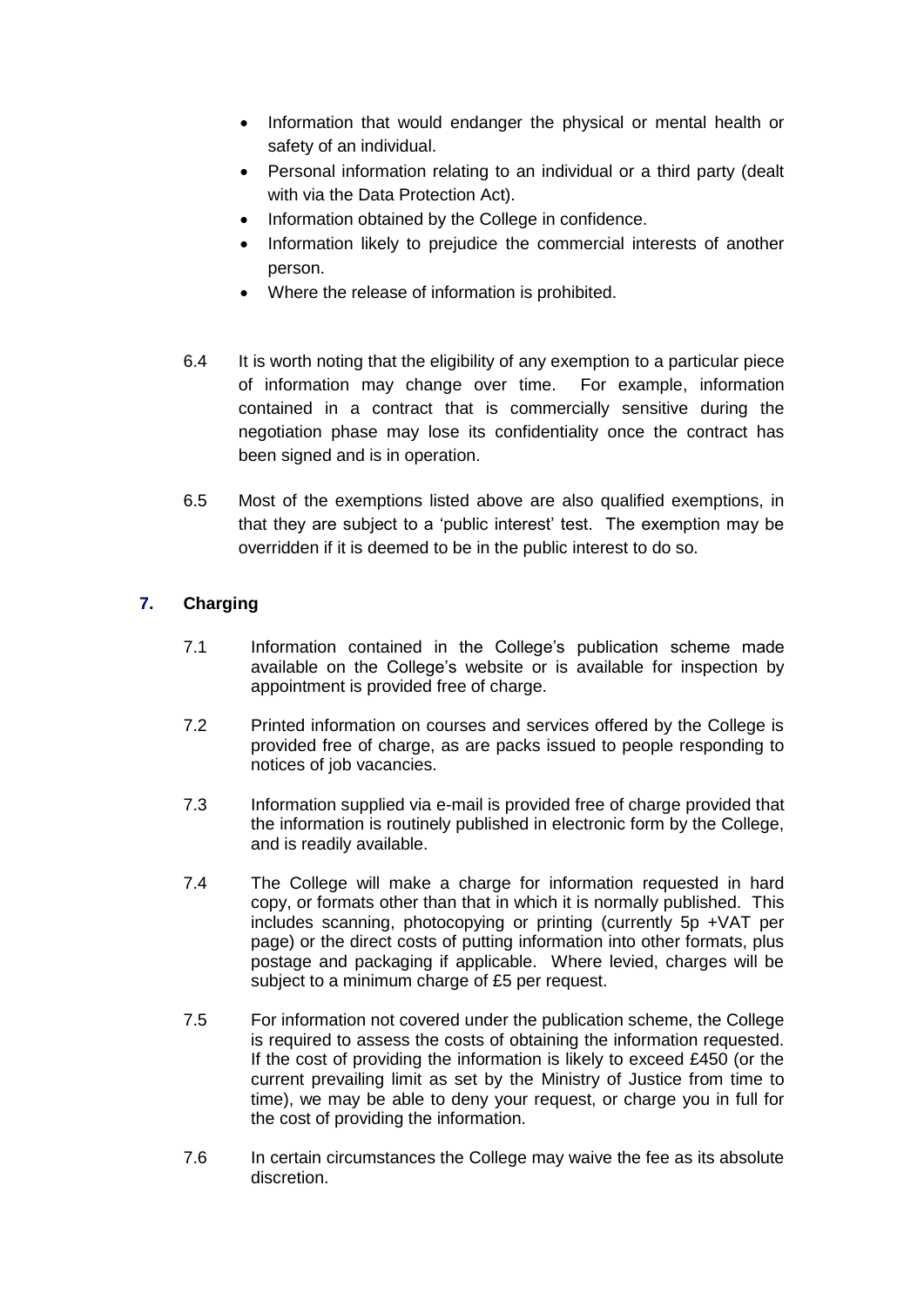- Information that would endanger the physical or mental health or safety of an individual.
- Personal information relating to an individual or a third party (dealt with via the Data Protection Act).
- Information obtained by the College in confidence.
- Information likely to prejudice the commercial interests of another person.
- Where the release of information is prohibited.

6.4 It is worth noting that the eligibility of any exemption to a particular piece of information may change over time. For example, information contained in a contract that is commercially sensitive during the negotiation phase may lose its confidentiality once the contract has been signed and is in operation.

6.5 Most of the exemptions listed above are also qualified exemptions, in that they are subject to a 'public interest' test. The exemption may be overridden if it is deemed to be in the public interest to do so.

## 7. Charging

7.1 Information contained in the College's publication scheme made available on the College's website or is available for inspection by appointment is provided free of charge.

7.2 Printed information on courses and services offered by the College is provided free of charge, as are packs issued to people responding to notices of job vacancies.

7.3 Information supplied via e-mail is provided free of charge provided that the information is routinely published in electronic form by the College, and is readily available.

7.4 The College will make a charge for information requested in hard copy, or formats other than that in which it is normally published. This includes scanning, photocopying or printing (currently 5p +VAT per page) or the direct costs of putting information into other formats, plus postage and packaging if applicable. Where levied, charges will be subject to a minimum charge of £5 per request.

7.5 For information not covered under the publication scheme, the College is required to assess the costs of obtaining the information requested. If the cost of providing the information is likely to exceed £450 (or the current prevailing limit as set by the Ministry of Justice from time to time), we may be able to deny your request, or charge you in full for the cost of providing the information.

7.6 In certain circumstances the College may waive the fee as its absolute discretion.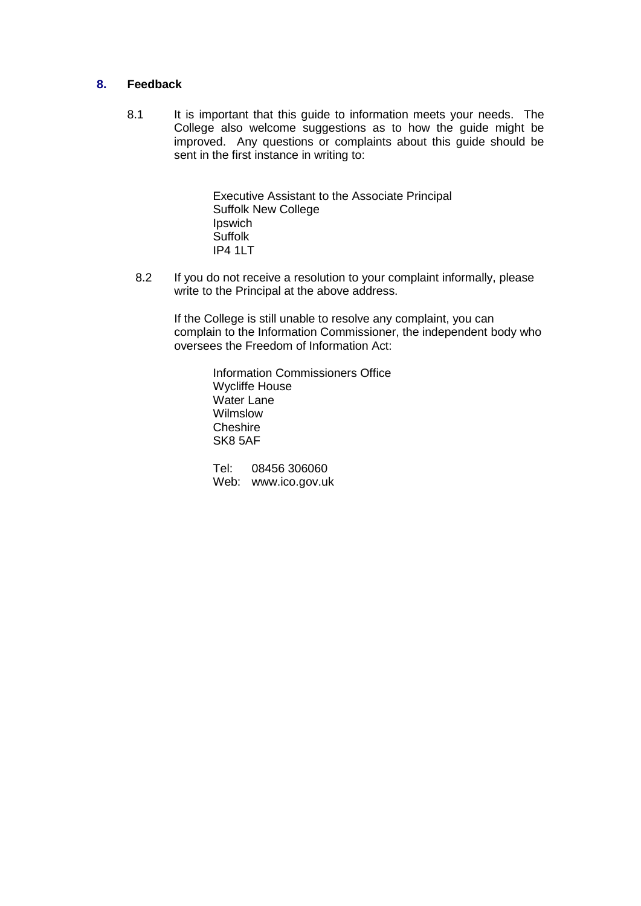## 8. Feedback

8.1 It is important that this guide to information meets your needs. The College also welcome suggestions as to how the guide might be improved. Any questions or complaints about this guide should be sent in the first instance in writing to:

> Executive Assistant to the Associate Principal
> Suffolk New College
> Ipswich
> Suffolk
> IP4 1LT

8.2 If you do not receive a resolution to your complaint informally, please write to the Principal at the above address.

If the College is still unable to resolve any complaint, you can complain to the Information Commissioner, the independent body who oversees the Freedom of Information Act:

> Information Commissioners Office
> Wycliffe House
> Water Lane
> Wilmslow
> Cheshire
> SK8 5AF
>
> Tel: 08456 306060
> Web: www.ico.gov.uk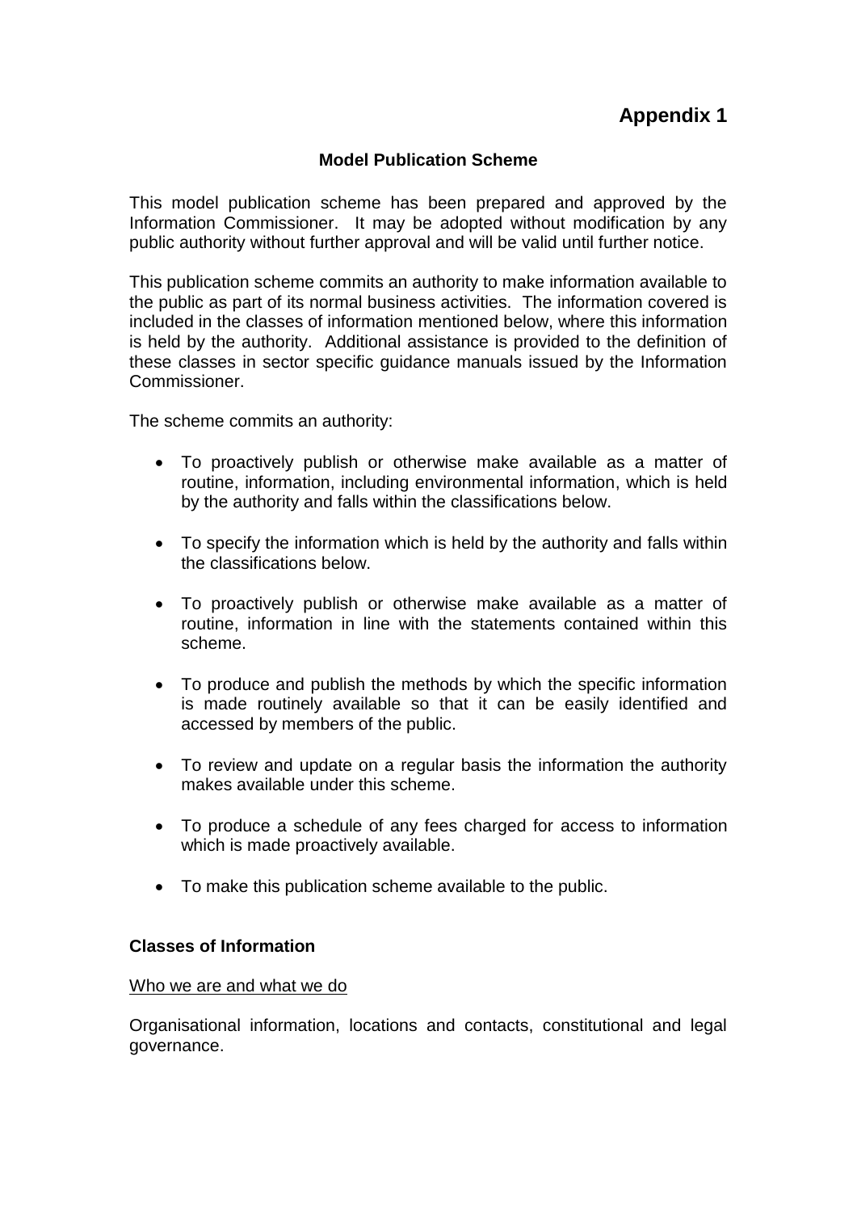# Appendix 1

### Model Publication Scheme

This model publication scheme has been prepared and approved by the Information Commissioner. It may be adopted without modification by any public authority without further approval and will be valid until further notice.

This publication scheme commits an authority to make information available to the public as part of its normal business activities. The information covered is included in the classes of information mentioned below, where this information is held by the authority. Additional assistance is provided to the definition of these classes in sector specific guidance manuals issued by the Information Commissioner.

The scheme commits an authority:

- To proactively publish or otherwise make available as a matter of routine, information, including environmental information, which is held by the authority and falls within the classifications below.
- To specify the information which is held by the authority and falls within the classifications below.
- To proactively publish or otherwise make available as a matter of routine, information in line with the statements contained within this scheme.
- To produce and publish the methods by which the specific information is made routinely available so that it can be easily identified and accessed by members of the public.
- To review and update on a regular basis the information the authority makes available under this scheme.
- To produce a schedule of any fees charged for access to information which is made proactively available.
- To make this publication scheme available to the public.

**Classes of Information**

<u>Who we are and what we do</u>

Organisational information, locations and contacts, constitutional and legal governance.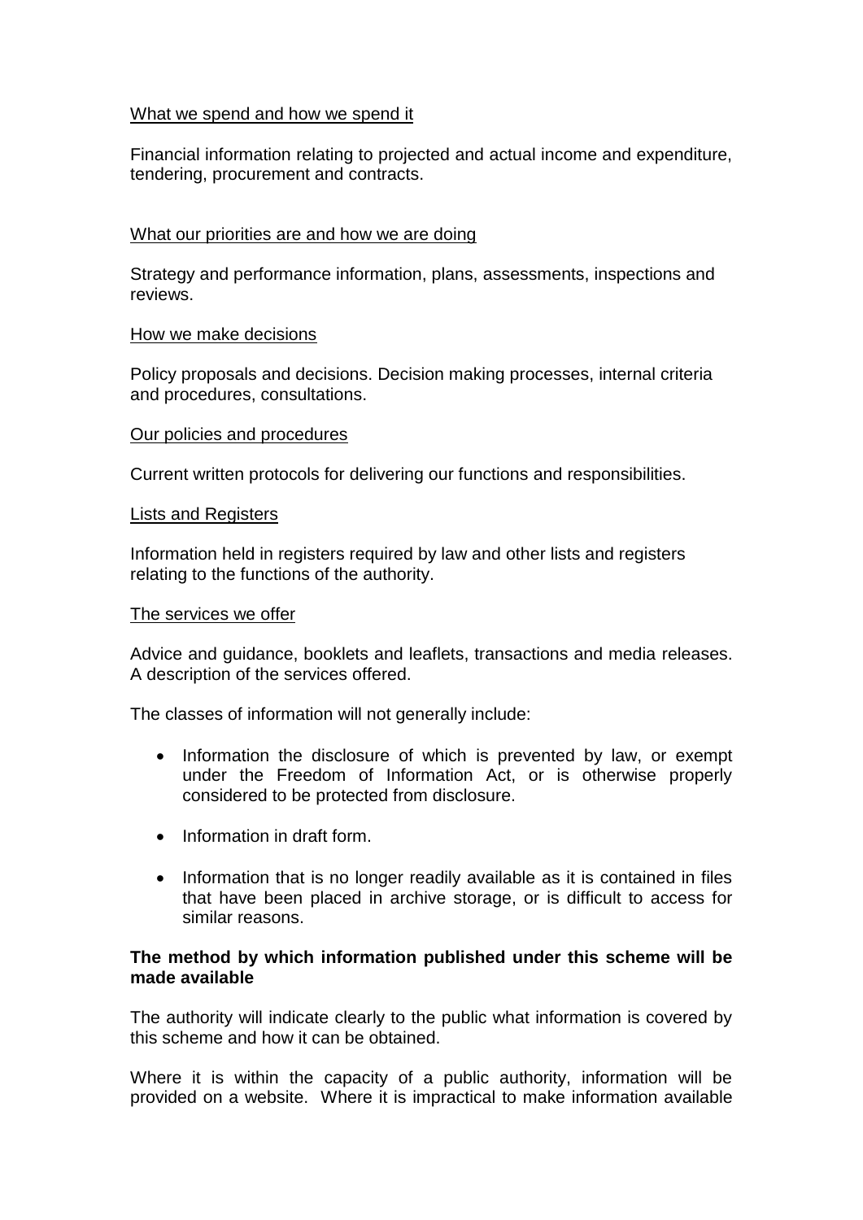What we spend and how we spend it

Financial information relating to projected and actual income and expenditure, tendering, procurement and contracts.

What our priorities are and how we are doing

Strategy and performance information, plans, assessments, inspections and reviews.

How we make decisions

Policy proposals and decisions. Decision making processes, internal criteria and procedures, consultations.

Our policies and procedures

Current written protocols for delivering our functions and responsibilities.

Lists and Registers

Information held in registers required by law and other lists and registers relating to the functions of the authority.

The services we offer

Advice and guidance, booklets and leaflets, transactions and media releases. A description of the services offered.

The classes of information will not generally include:

- Information the disclosure of which is prevented by law, or exempt under the Freedom of Information Act, or is otherwise properly considered to be protected from disclosure.
- Information in draft form.
- Information that is no longer readily available as it is contained in files that have been placed in archive storage, or is difficult to access for similar reasons.

**The method by which information published under this scheme will be made available**

The authority will indicate clearly to the public what information is covered by this scheme and how it can be obtained.

Where it is within the capacity of a public authority, information will be provided on a website. Where it is impractical to make information available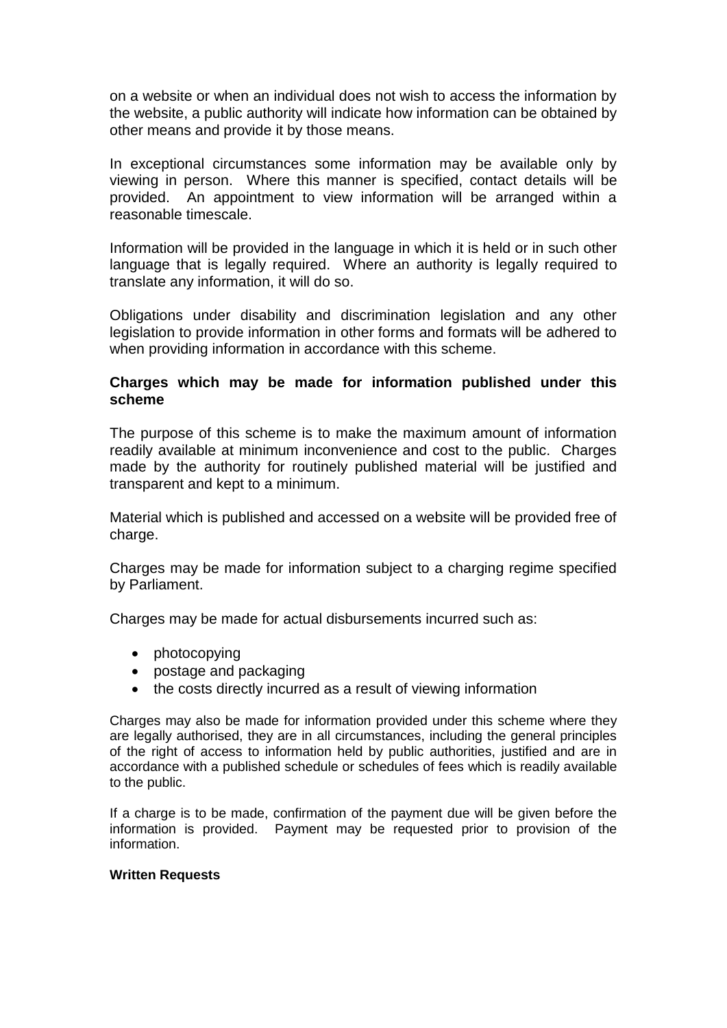on a website or when an individual does not wish to access the information by the website, a public authority will indicate how information can be obtained by other means and provide it by those means.

In exceptional circumstances some information may be available only by viewing in person. Where this manner is specified, contact details will be provided. An appointment to view information will be arranged within a reasonable timescale.

Information will be provided in the language in which it is held or in such other language that is legally required. Where an authority is legally required to translate any information, it will do so.

Obligations under disability and discrimination legislation and any other legislation to provide information in other forms and formats will be adhered to when providing information in accordance with this scheme.

**Charges which may be made for information published under this scheme**

The purpose of this scheme is to make the maximum amount of information readily available at minimum inconvenience and cost to the public. Charges made by the authority for routinely published material will be justified and transparent and kept to a minimum.

Material which is published and accessed on a website will be provided free of charge.

Charges may be made for information subject to a charging regime specified by Parliament.

Charges may be made for actual disbursements incurred such as:

- photocopying
- postage and packaging
- the costs directly incurred as a result of viewing information

Charges may also be made for information provided under this scheme where they are legally authorised, they are in all circumstances, including the general principles of the right of access to information held by public authorities, justified and are in accordance with a published schedule or schedules of fees which is readily available to the public.

If a charge is to be made, confirmation of the payment due will be given before the information is provided. Payment may be requested prior to provision of the information.

**Written Requests**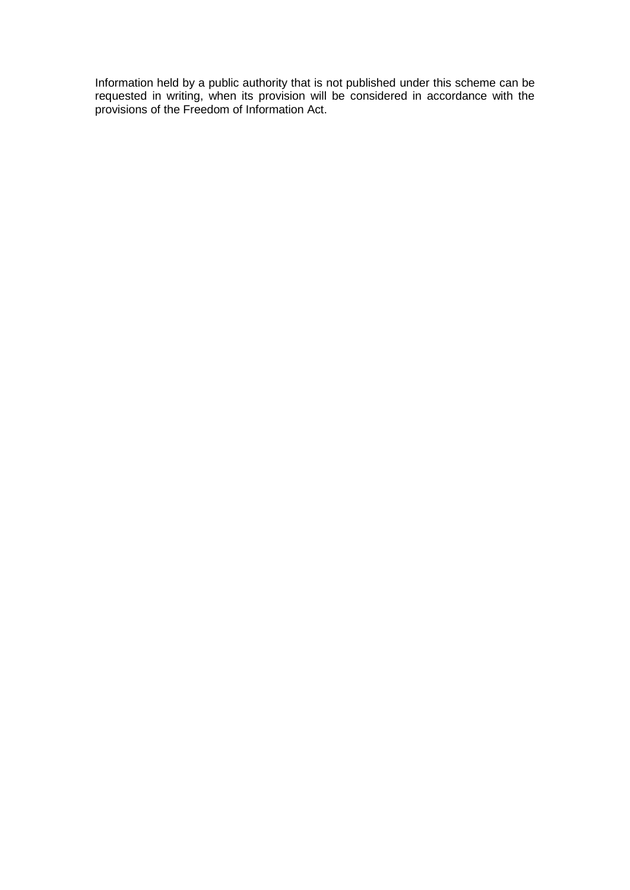Information held by a public authority that is not published under this scheme can be requested in writing, when its provision will be considered in accordance with the provisions of the Freedom of Information Act.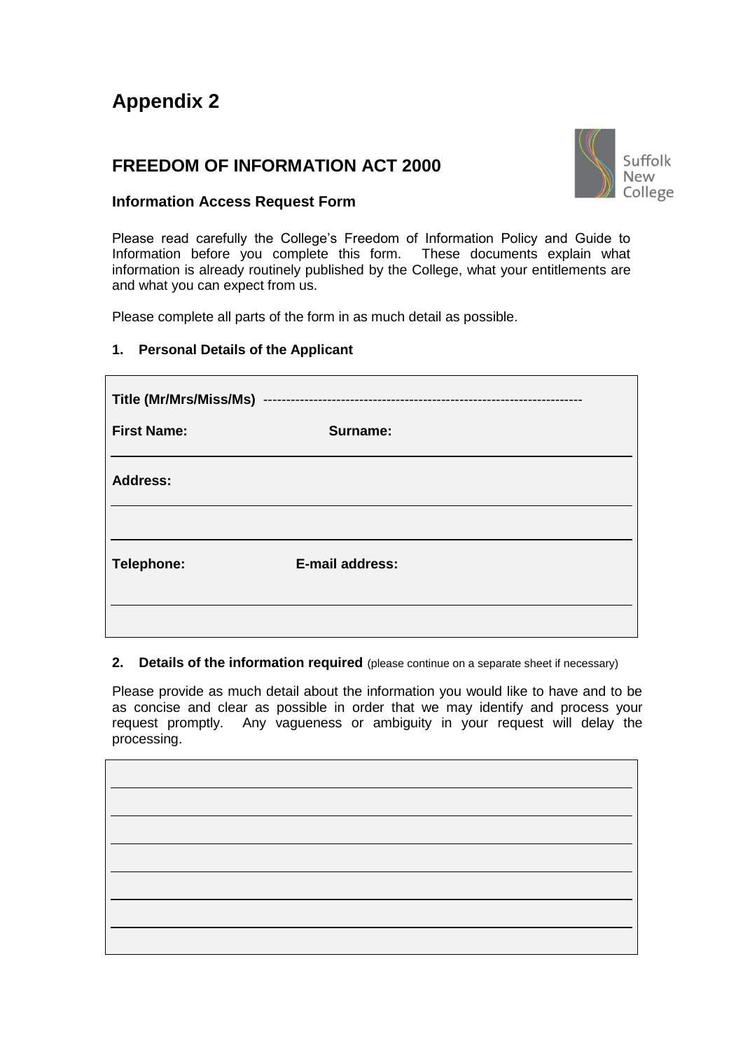# Appendix 2

## FREEDOM OF INFORMATION ACT 2000

Suffolk New College

### Information Access Request Form

Please read carefully the College's Freedom of Information Policy and Guide to Information before you complete this form. These documents explain what information is already routinely published by the College, what your entitlements are and what you can expect from us.

Please complete all parts of the form in as much detail as possible.

**1. Personal Details of the Applicant**

**Title (Mr/Mrs/Miss/Ms)** ----------------------------------------------------------------------

**First Name:** **Surname:**

**Address:**

**Telephone:** **E-mail address:**

**2. Details of the information required** (please continue on a separate sheet if necessary)

Please provide as much detail about the information you would like to have and to be as concise and clear as possible in order that we may identify and process your request promptly. Any vagueness or ambiguity in your request will delay the processing.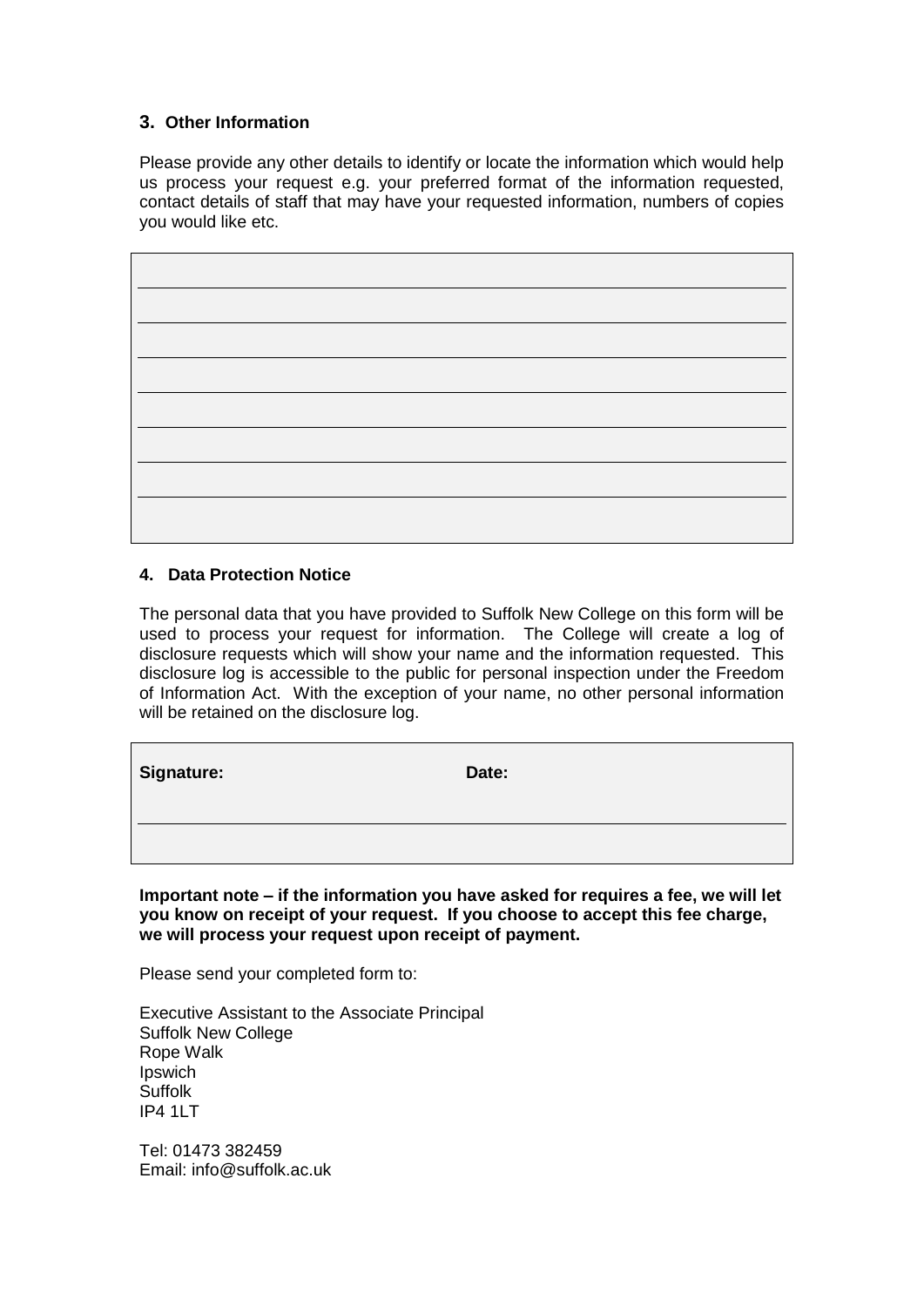## 3. Other Information

Please provide any other details to identify or locate the information which would help us process your request e.g. your preferred format of the information requested, contact details of staff that may have your requested information, numbers of copies you would like etc.

| |
|---|
| |
| |
| |
| |
| |
| |
| |

## 4. Data Protection Notice

The personal data that you have provided to Suffolk New College on this form will be used to process your request for information. The College will create a log of disclosure requests which will show your name and the information requested. This disclosure log is accessible to the public for personal inspection under the Freedom of Information Act. With the exception of your name, no other personal information will be retained on the disclosure log.

| **Signature:** | **Date:** |
|---|---|
| | |

**Important note – if the information you have asked for requires a fee, we will let you know on receipt of your request. If you choose to accept this fee charge, we will process your request upon receipt of payment.**

Please send your completed form to:

Executive Assistant to the Associate Principal
Suffolk New College
Rope Walk
Ipswich
Suffolk
IP4 1LT

Tel: 01473 382459
Email: info@suffolk.ac.uk